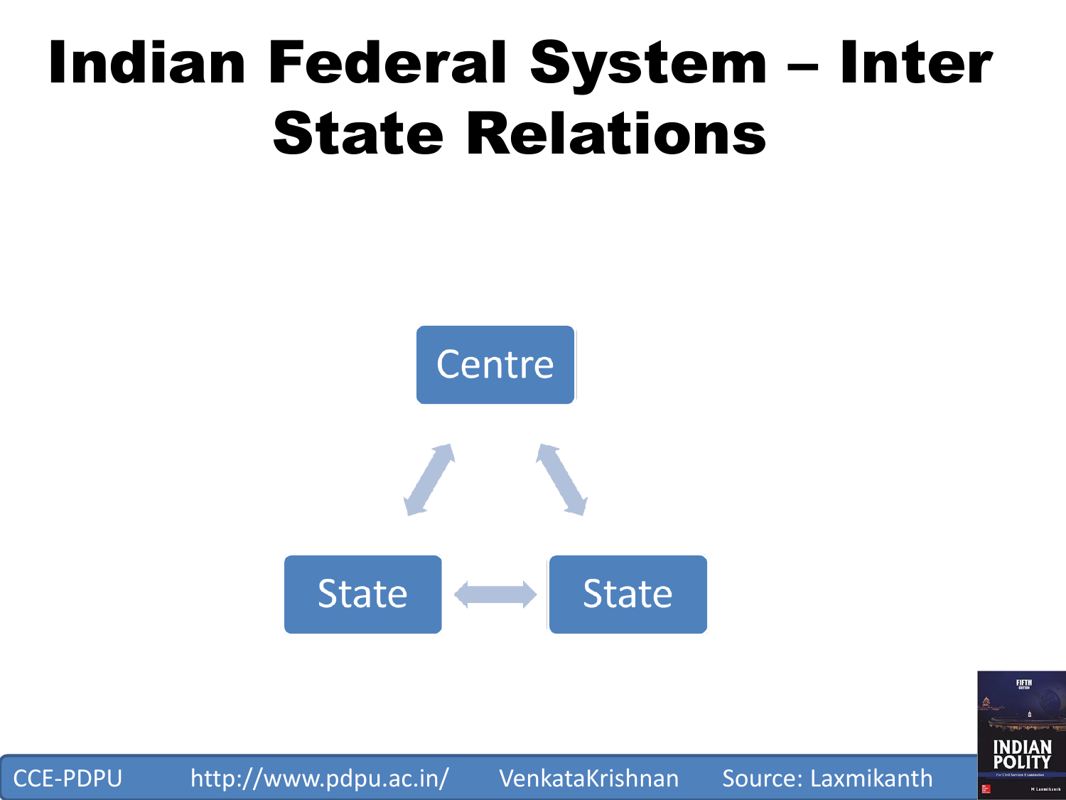# Indian Federal System – Inter State Relations

Centre

State

State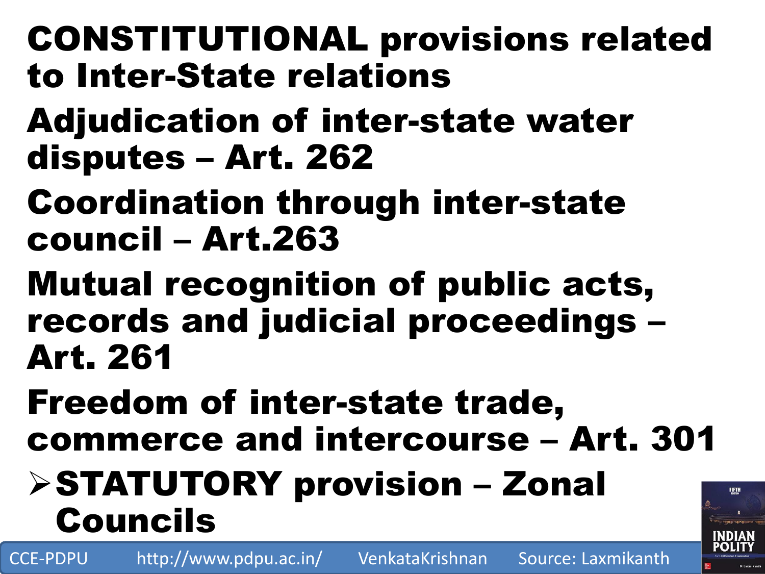# CONSTITUTIONAL provisions related to Inter-State relations

- Adjudication of inter-state water disputes – Art. 262
- Coordination through inter-state council – Art.263
- Mutual recognition of public acts, records and judicial proceedings – Art. 261
- Freedom of inter-state trade, commerce and intercourse – Art. 301
- STATUTORY provision – Zonal Councils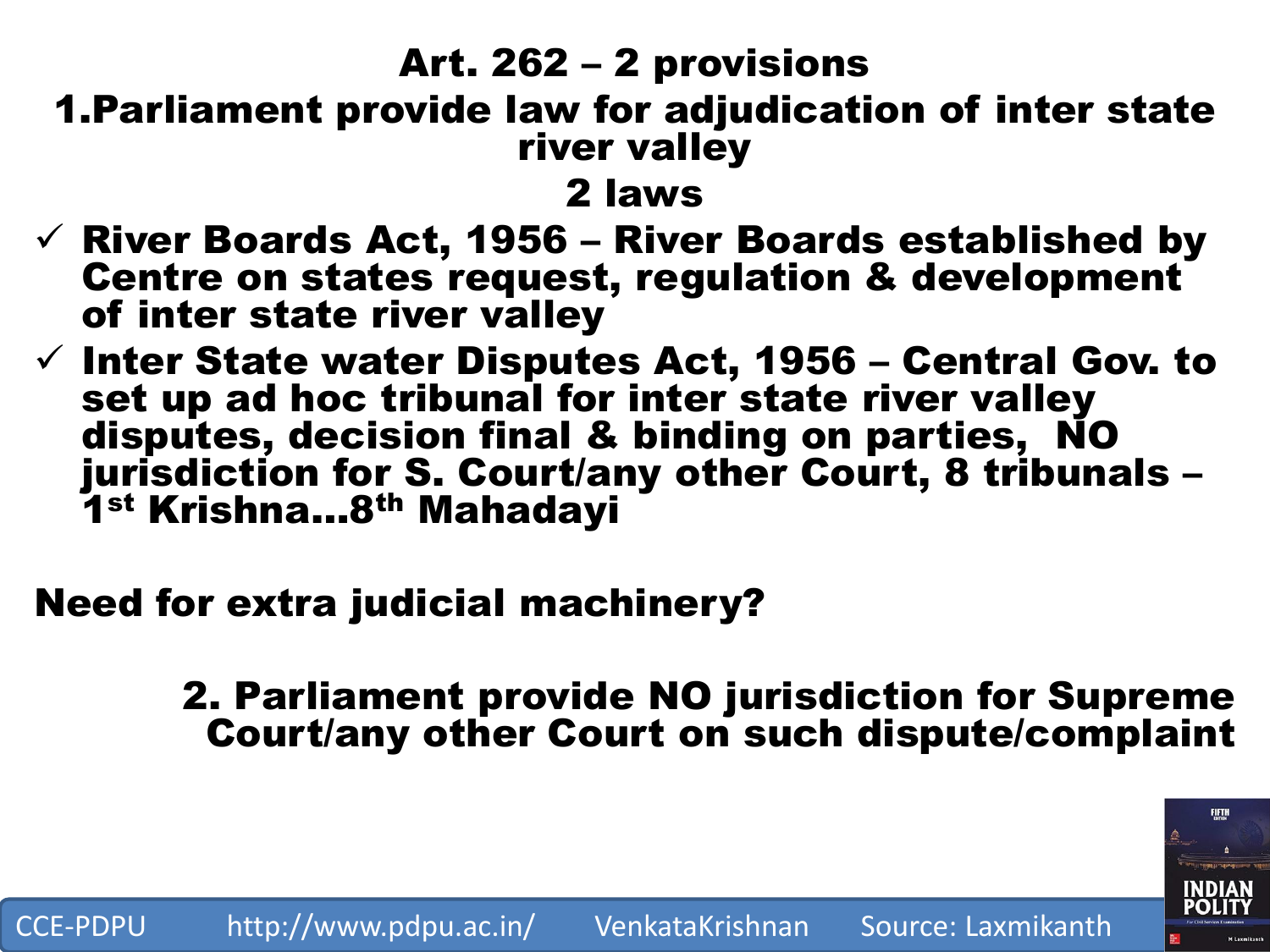# Art. 262 – 2 provisions

## 1. Parliament provide law for adjudication of inter state river valley

### 2 laws

- ✓ **River Boards Act, 1956 – River Boards established by Centre on states request, regulation & development of inter state river valley**
- ✓ **Inter State water Disputes Act, 1956 – Central Gov. to set up ad hoc tribunal for inter state river valley disputes, decision final & binding on parties, NO jurisdiction for S. Court/any other Court, 8 tribunals – 1st Krishna…8th Mahadayi**

**Need for extra judicial machinery?**

## 2. Parliament provide NO jurisdiction for Supreme Court/any other Court on such dispute/complaint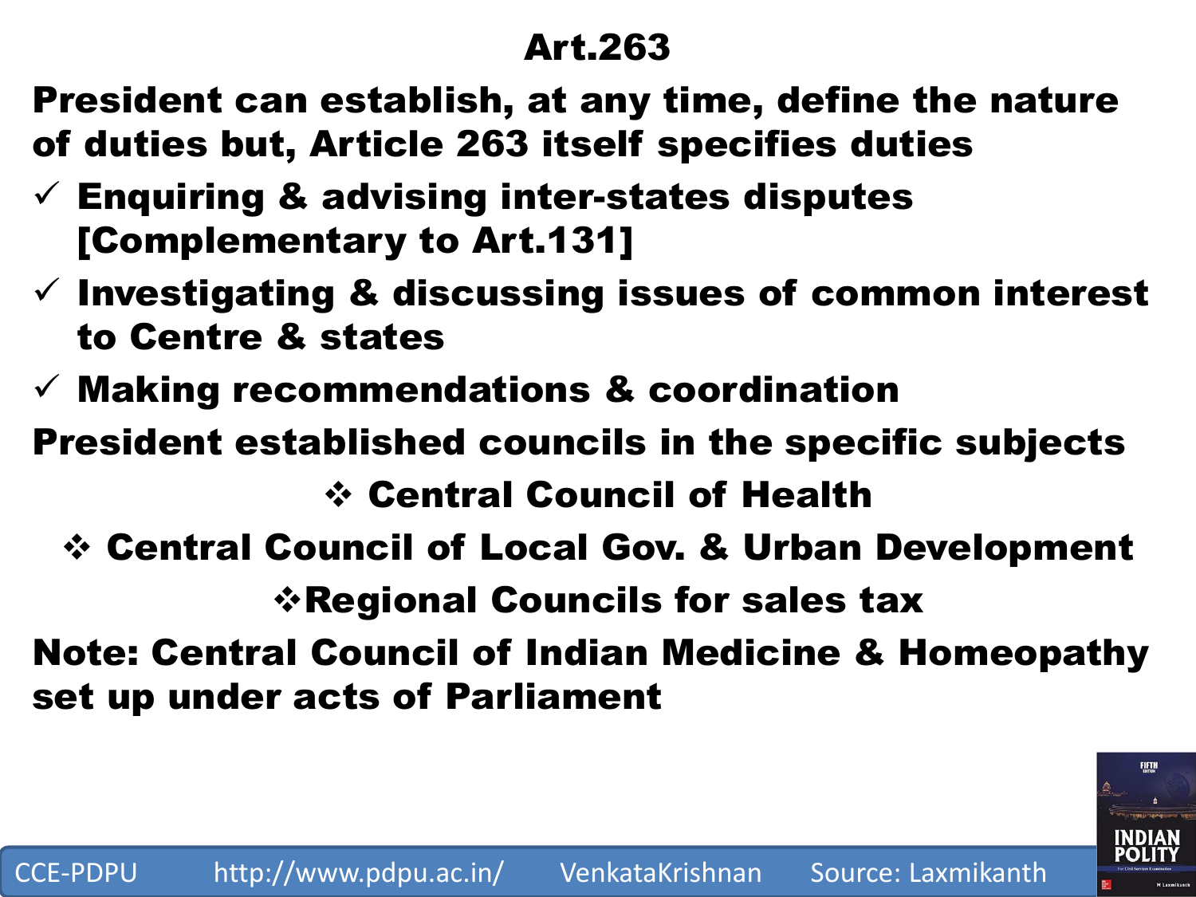# Art.263

**President can establish, at any time, define the nature of duties but, Article 263 itself specifies duties**

- ✓ **Enquiring & advising inter-states disputes [Complementary to Art.131]**
- ✓ **Investigating & discussing issues of common interest to Centre & states**
- ✓ **Making recommendations & coordination**

**President established councils in the specific subjects**

- ❖ **Central Council of Health**
- ❖ **Central Council of Local Gov. & Urban Development**
- ❖ **Regional Councils for sales tax**

**Note: Central Council of Indian Medicine & Homeopathy set up under acts of Parliament**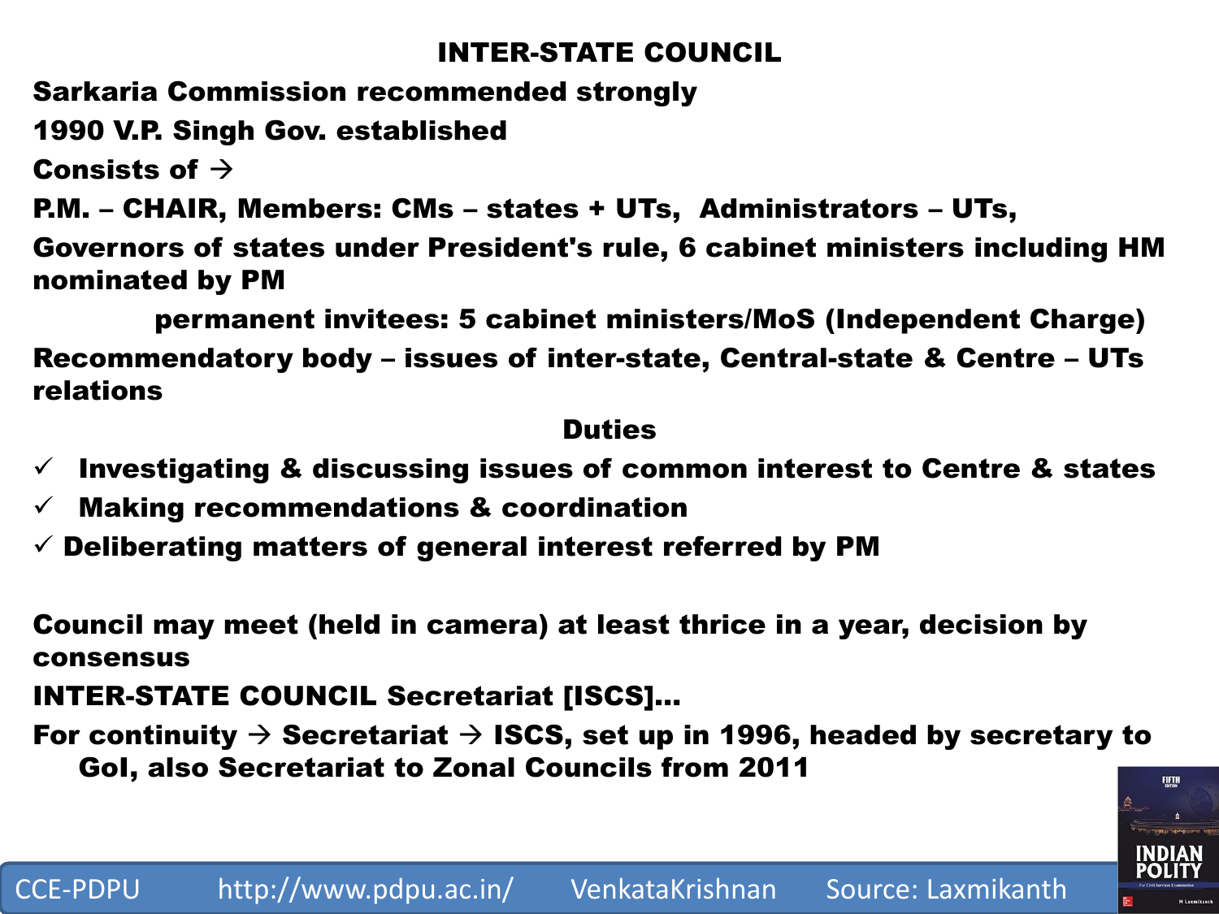# INTER-STATE COUNCIL

**Sarkaria Commission recommended strongly**

**1990 V.P. Singh Gov. established**

**Consists of →**

**P.M. – CHAIR, Members: CMs – states + UTs, Administrators – UTs,**

**Governors of states under President's rule, 6 cabinet ministers including HM nominated by PM**

**permanent invitees: 5 cabinet ministers/MoS (Independent Charge)**

**Recommendatory body – issues of inter-state, Central-state & Centre – UTs relations**

## Duties

- ✓ **Investigating & discussing issues of common interest to Centre & states**
- ✓ **Making recommendations & coordination**
- ✓ **Deliberating matters of general interest referred by PM**

**Council may meet (held in camera) at least thrice in a year, decision by consensus**

**INTER-STATE COUNCIL Secretariat [ISCS]...**

**For continuity → Secretariat → ISCS, set up in 1996, headed by secretary to GoI, also Secretariat to Zonal Councils from 2011**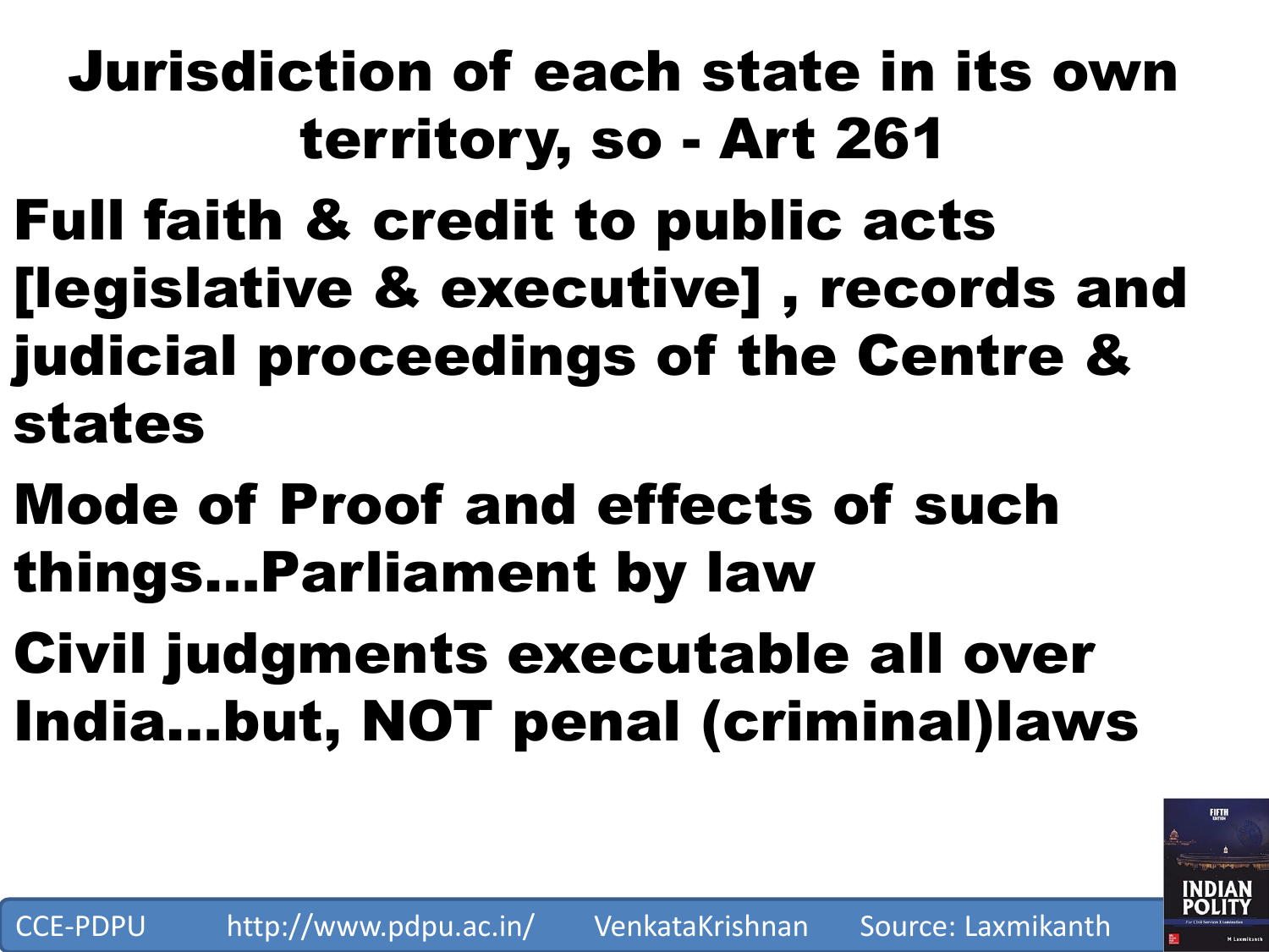# Jurisdiction of each state in its own territory, so - Art 261

Full faith & credit to public acts [legislative & executive] , records and judicial proceedings of the Centre & states

Mode of Proof and effects of such things…Parliament by law

Civil judgments executable all over India…but, NOT penal (criminal)laws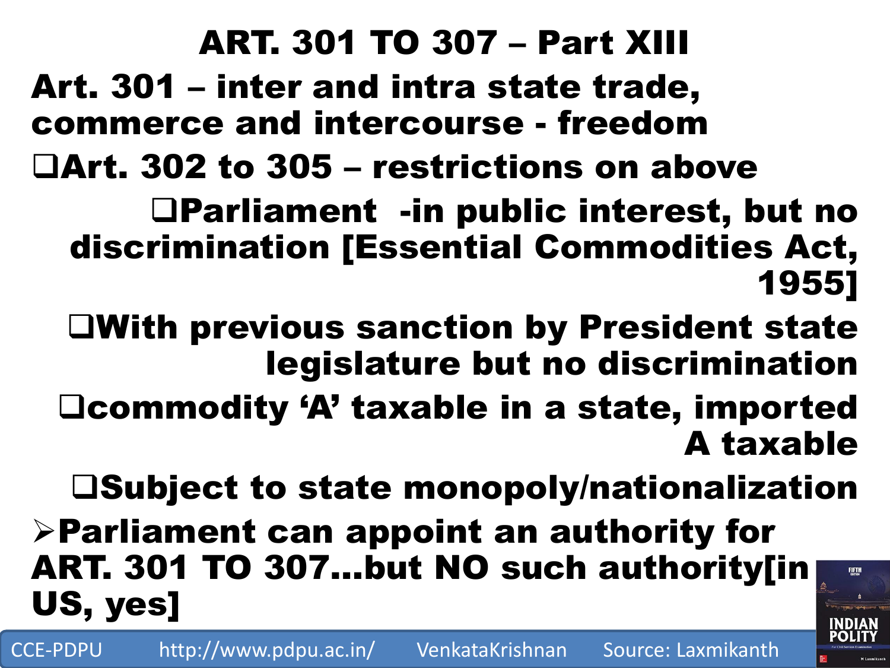# ART. 301 TO 307 – Part XIII

**Art. 301 – inter and intra state trade, commerce and intercourse - freedom**

- **Art. 302 to 305 – restrictions on above**
  - **Parliament -in public interest, but no discrimination [Essential Commodities Act, 1955]**
  - **With previous sanction by President state legislature but no discrimination**
  - **commodity 'A' taxable in a state, imported A taxable**
  - **Subject to state monopoly/nationalization**
- **Parliament can appoint an authority for ART. 301 TO 307…but NO such authority[in US, yes]**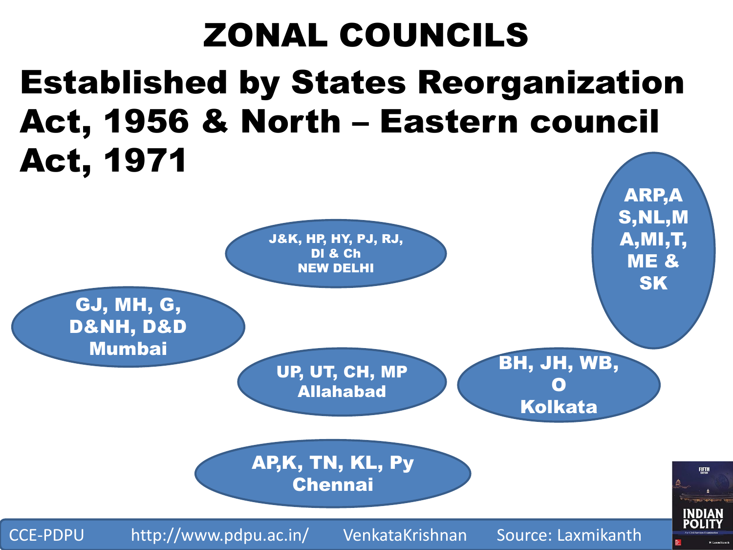# ZONAL COUNCILS

## Established by States Reorganization Act, 1956 & North – Eastern council Act, 1971

J&K, HP, HY, PJ, RJ, DI & Ch
NEW DELHI

ARP,AS,NL,MA,MI,T, ME & SK

GJ, MH, G, D&NH, D&D
Mumbai

UP, UT, CH, MP
Allahabad

BH, JH, WB, O
Kolkata

AP,K, TN, KL, Py
Chennai

CCE-PDPU http://www.pdpu.ac.in/ VenkataKrishnan Source: Laxmikanth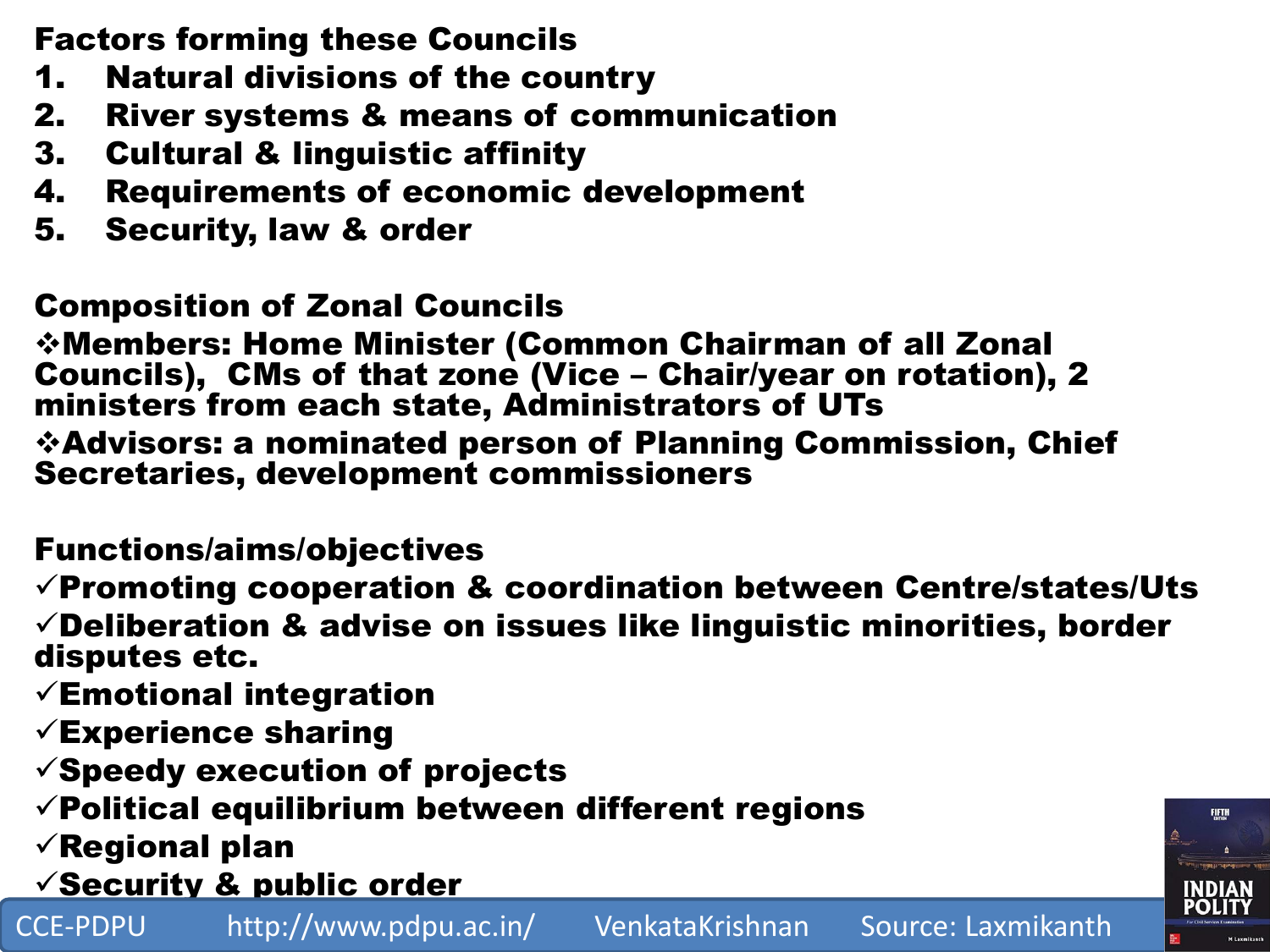**Factors forming these Councils**

1. Natural divisions of the country
2. River systems & means of communication
3. Cultural & linguistic affinity
4. Requirements of economic development
5. Security, law & order

**Composition of Zonal Councils**

❖Members: Home Minister (Common Chairman of all Zonal Councils), CMs of that zone (Vice – Chair/year on rotation), 2 ministers from each state, Administrators of UTs

❖Advisors: a nominated person of Planning Commission, Chief Secretaries, development commissioners

**Functions/aims/objectives**

✓Promoting cooperation & coordination between Centre/states/Uts

✓Deliberation & advise on issues like linguistic minorities, border disputes etc.

✓Emotional integration

✓Experience sharing

✓Speedy execution of projects

✓Political equilibrium between different regions

✓Regional plan

✓Security & public order